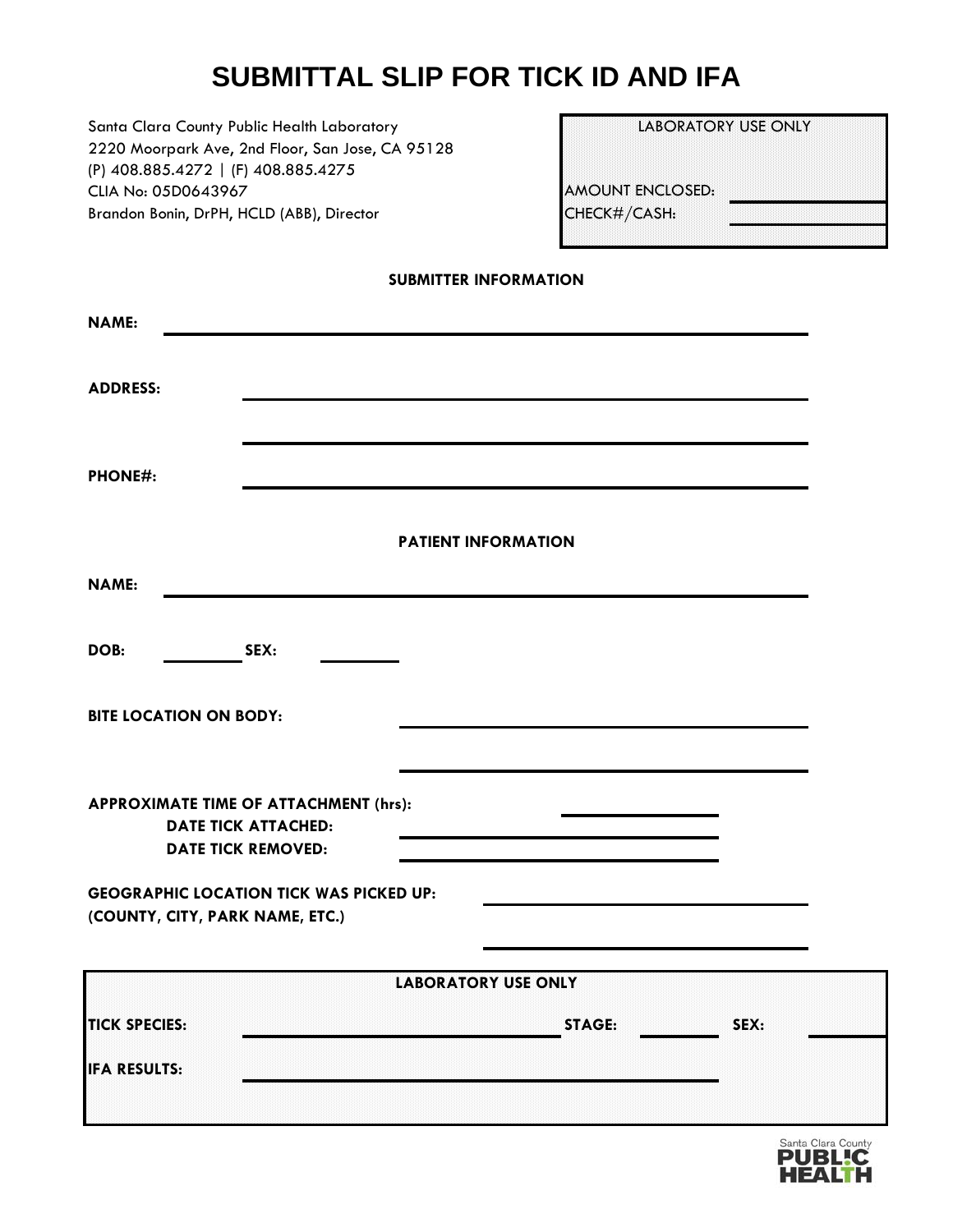# SUBMITTAL SLIP FOR TICK ID AND IFA

Santa Clara County Public Health Laboratory
2220 Moorpark Ave, 2nd Floor, San Jose, CA 95128
(P) 408.885.4272 | (F) 408.885.4275
CLIA No: 05D0643967
Brandon Bonin, DrPH, HCLD (ABB), Director

| LABORATORY USE ONLY | |
|---|---|
| AMOUNT ENCLOSED: | |
| CHECK#/CASH: | |

**SUBMITTER INFORMATION**

**NAME:** ______________________________

**ADDRESS:** ______________________________

______________________________

**PHONE#:** ______________________________

**PATIENT INFORMATION**

**NAME:** ______________________________

**DOB:** __________ **SEX:** __________

**BITE LOCATION ON BODY:** ______________________________

______________________________

**APPROXIMATE TIME OF ATTACHMENT (hrs):** ______________

**DATE TICK ATTACHED:** ______________________________

**DATE TICK REMOVED:** ______________________________

**GEOGRAPHIC LOCATION TICK WAS PICKED UP:** ______________________________
**(COUNTY, CITY, PARK NAME, ETC.)**

______________________________

| LABORATORY USE ONLY | | | | | |
|---|---|---|---|---|---|
| **TICK SPECIES:** | | **STAGE:** | | **SEX:** | |
| **IFA RESULTS:** | | | | | |

Santa Clara County PUBLIC HEALTH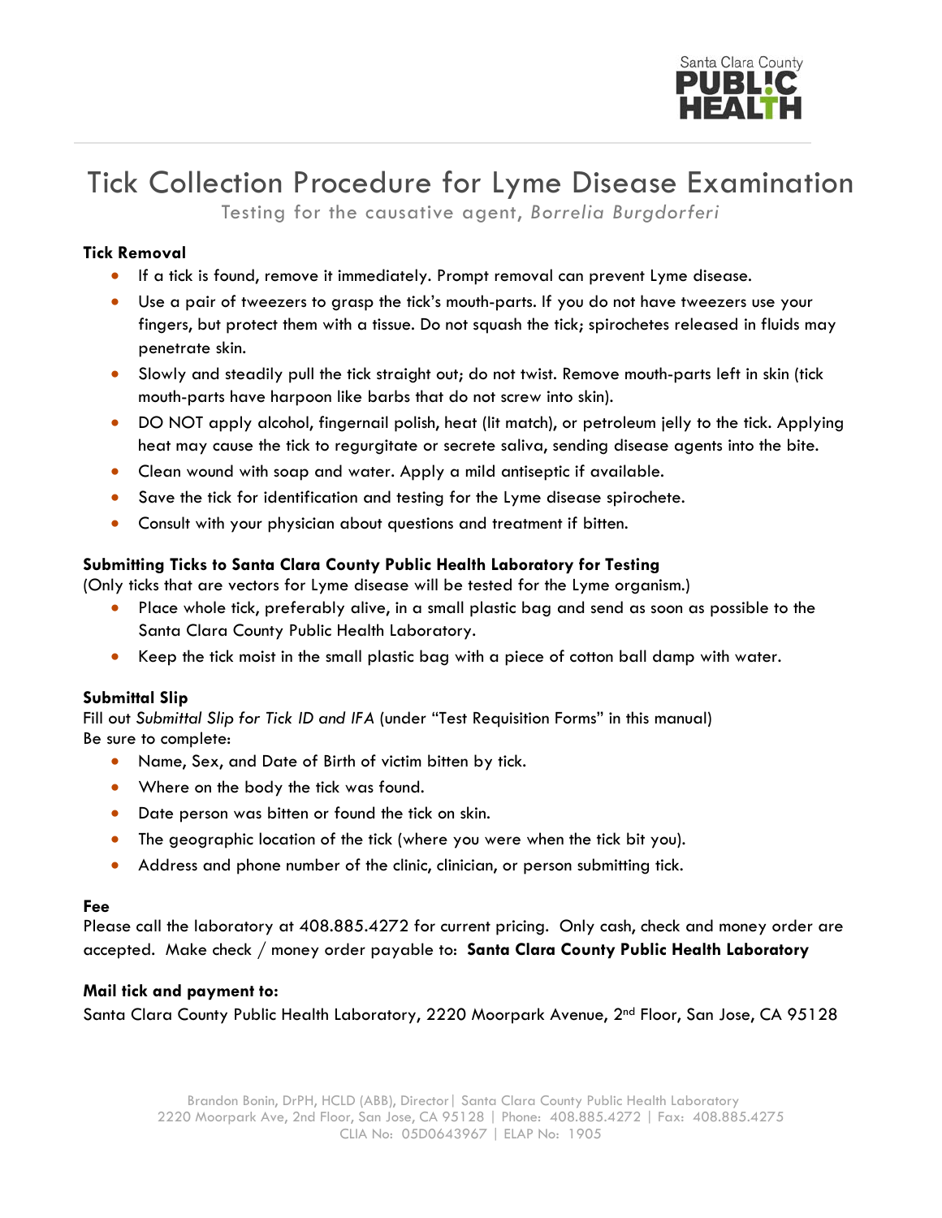Santa Clara County **PUBLIC HEALTH**

# Tick Collection Procedure for Lyme Disease Examination

Testing for the causative agent, *Borrelia Burgdorferi*

**Tick Removal**

- If a tick is found, remove it immediately. Prompt removal can prevent Lyme disease.
- Use a pair of tweezers to grasp the tick's mouth-parts. If you do not have tweezers use your fingers, but protect them with a tissue. Do not squash the tick; spirochetes released in fluids may penetrate skin.
- Slowly and steadily pull the tick straight out; do not twist. Remove mouth-parts left in skin (tick mouth-parts have harpoon like barbs that do not screw into skin).
- DO NOT apply alcohol, fingernail polish, heat (lit match), or petroleum jelly to the tick. Applying heat may cause the tick to regurgitate or secrete saliva, sending disease agents into the bite.
- Clean wound with soap and water. Apply a mild antiseptic if available.
- Save the tick for identification and testing for the Lyme disease spirochete.
- Consult with your physician about questions and treatment if bitten.

**Submitting Ticks to Santa Clara County Public Health Laboratory for Testing**

(Only ticks that are vectors for Lyme disease will be tested for the Lyme organism.)

- Place whole tick, preferably alive, in a small plastic bag and send as soon as possible to the Santa Clara County Public Health Laboratory.
- Keep the tick moist in the small plastic bag with a piece of cotton ball damp with water.

**Submittal Slip**

Fill out *Submittal Slip for Tick ID and IFA* (under "Test Requisition Forms" in this manual)
Be sure to complete:

- Name, Sex, and Date of Birth of victim bitten by tick.
- Where on the body the tick was found.
- Date person was bitten or found the tick on skin.
- The geographic location of the tick (where you were when the tick bit you).
- Address and phone number of the clinic, clinician, or person submitting tick.

**Fee**

Please call the laboratory at 408.885.4272 for current pricing. Only cash, check and money order are accepted. Make check / money order payable to: **Santa Clara County Public Health Laboratory**

**Mail tick and payment to:**

Santa Clara County Public Health Laboratory, 2220 Moorpark Avenue, 2nd Floor, San Jose, CA 95128

Brandon Bonin, DrPH, HCLD (ABB), Director | Santa Clara County Public Health Laboratory
2220 Moorpark Ave, 2nd Floor, San Jose, CA 95128 | Phone: 408.885.4272 | Fax: 408.885.4275
CLIA No: 05D0643967 | ELAP No: 1905